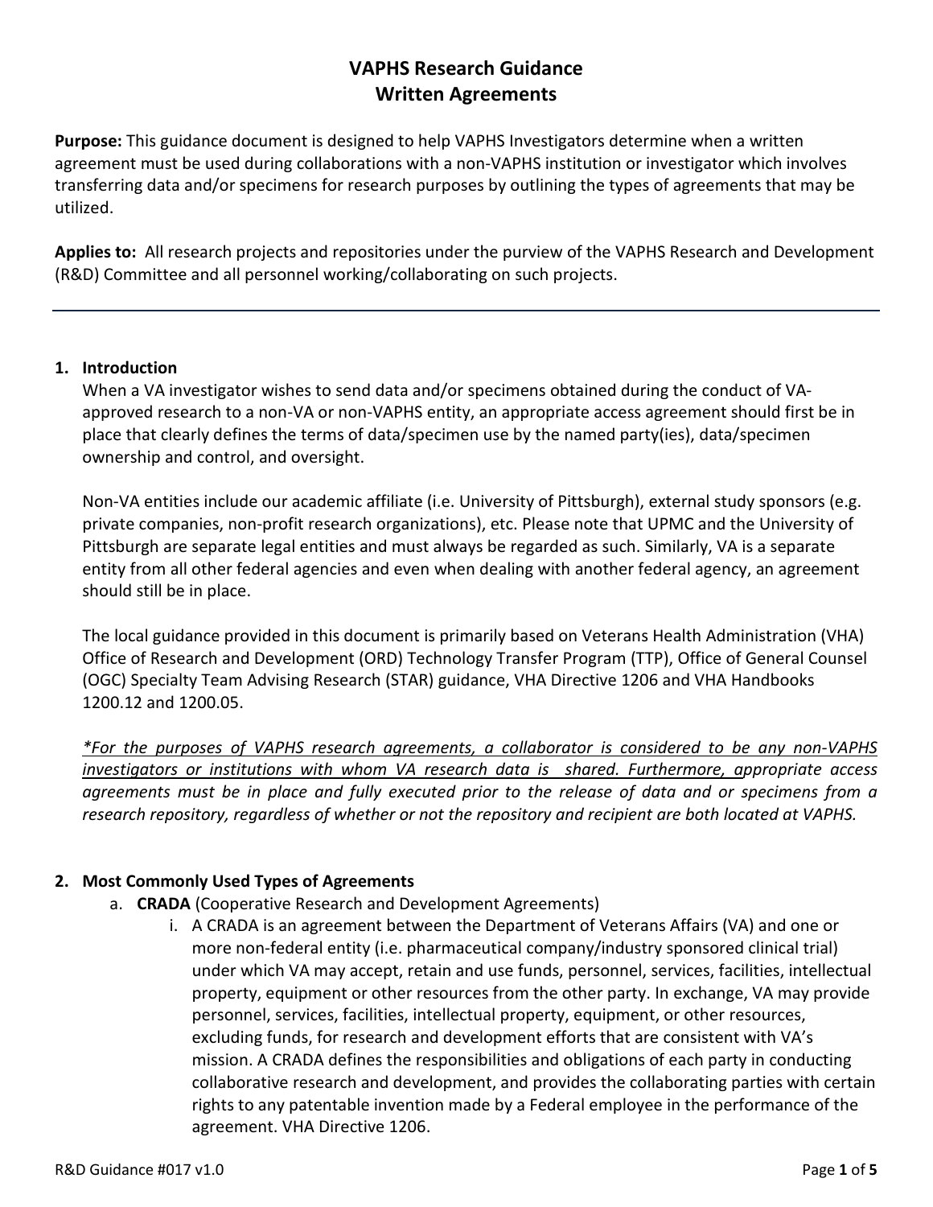# VAPHS Research Guidance
## Written Agreements

**Purpose:** This guidance document is designed to help VAPHS Investigators determine when a written agreement must be used during collaborations with a non-VAPHS institution or investigator which involves transferring data and/or specimens for research purposes by outlining the types of agreements that may be utilized.

**Applies to:** All research projects and repositories under the purview of the VAPHS Research and Development (R&D) Committee and all personnel working/collaborating on such projects.

---

1. **Introduction**

   When a VA investigator wishes to send data and/or specimens obtained during the conduct of VA-approved research to a non-VA or non-VAPHS entity, an appropriate access agreement should first be in place that clearly defines the terms of data/specimen use by the named party(ies), data/specimen ownership and control, and oversight.

   Non-VA entities include our academic affiliate (i.e. University of Pittsburgh), external study sponsors (e.g. private companies, non-profit research organizations), etc. Please note that UPMC and the University of Pittsburgh are separate legal entities and must always be regarded as such. Similarly, VA is a separate entity from all other federal agencies and even when dealing with another federal agency, an agreement should still be in place.

   The local guidance provided in this document is primarily based on Veterans Health Administration (VHA) Office of Research and Development (ORD) Technology Transfer Program (TTP), Office of General Counsel (OGC) Specialty Team Advising Research (STAR) guidance, VHA Directive 1206 and VHA Handbooks 1200.12 and 1200.05.

   *<u>*For the purposes of VAPHS research agreements, a collaborator is considered to be any non-VAPHS investigators or institutions with whom VA research data is shared. Furthermore, a</u>ppropriate access agreements must be in place and fully executed prior to the release of data and or specimens from a research repository, regardless of whether or not the repository and recipient are both located at VAPHS.*

2. **Most Commonly Used Types of Agreements**
   a. **CRADA** (Cooperative Research and Development Agreements)
      i. A CRADA is an agreement between the Department of Veterans Affairs (VA) and one or more non-federal entity (i.e. pharmaceutical company/industry sponsored clinical trial) under which VA may accept, retain and use funds, personnel, services, facilities, intellectual property, equipment or other resources from the other party. In exchange, VA may provide personnel, services, facilities, intellectual property, equipment, or other resources, excluding funds, for research and development efforts that are consistent with VA's mission. A CRADA defines the responsibilities and obligations of each party in conducting collaborative research and development, and provides the collaborating parties with certain rights to any patentable invention made by a Federal employee in the performance of the agreement. VHA Directive 1206.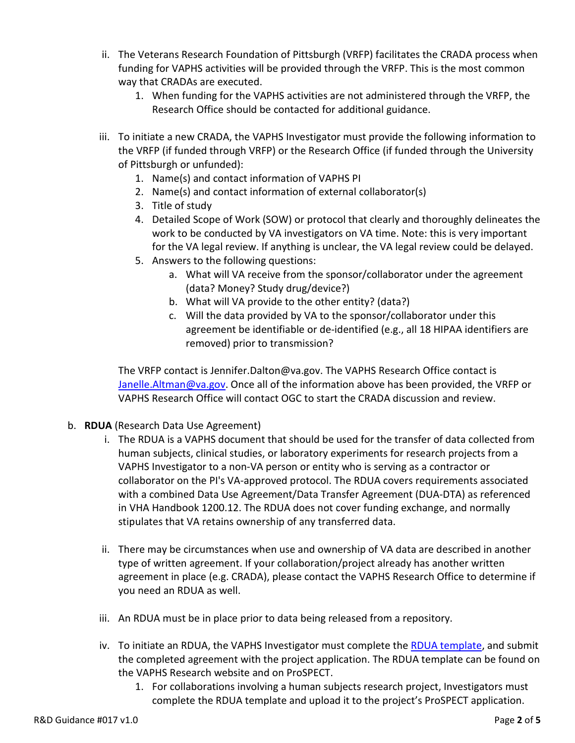ii. The Veterans Research Foundation of Pittsburgh (VRFP) facilitates the CRADA process when funding for VAPHS activities will be provided through the VRFP. This is the most common way that CRADAs are executed.

   1. When funding for the VAPHS activities are not administered through the VRFP, the Research Office should be contacted for additional guidance.

iii. To initiate a new CRADA, the VAPHS Investigator must provide the following information to the VRFP (if funded through VRFP) or the Research Office (if funded through the University of Pittsburgh or unfunded):

   1. Name(s) and contact information of VAPHS PI
   2. Name(s) and contact information of external collaborator(s)
   3. Title of study
   4. Detailed Scope of Work (SOW) or protocol that clearly and thoroughly delineates the work to be conducted by VA investigators on VA time. Note: this is very important for the VA legal review. If anything is unclear, the VA legal review could be delayed.
   5. Answers to the following questions:
      a. What will VA receive from the sponsor/collaborator under the agreement (data? Money? Study drug/device?)
      b. What will VA provide to the other entity? (data?)
      c. Will the data provided by VA to the sponsor/collaborator under this agreement be identifiable or de-identified (e.g., all 18 HIPAA identifiers are removed) prior to transmission?

The VRFP contact is Jennifer.Dalton@va.gov. The VAPHS Research Office contact is [Janelle.Altman@va.gov](mailto:Janelle.Altman@va.gov). Once all of the information above has been provided, the VRFP or VAPHS Research Office will contact OGC to start the CRADA discussion and review.

b. **RDUA** (Research Data Use Agreement)

   i. The RDUA is a VAPHS document that should be used for the transfer of data collected from human subjects, clinical studies, or laboratory experiments for research projects from a VAPHS Investigator to a non-VA person or entity who is serving as a contractor or collaborator on the PI's VA-approved protocol. The RDUA covers requirements associated with a combined Data Use Agreement/Data Transfer Agreement (DUA-DTA) as referenced in VHA Handbook 1200.12. The RDUA does not cover funding exchange, and normally stipulates that VA retains ownership of any transferred data.

   ii. There may be circumstances when use and ownership of VA data are described in another type of written agreement. If your collaboration/project already has another written agreement in place (e.g. CRADA), please contact the VAPHS Research Office to determine if you need an RDUA as well.

   iii. An RDUA must be in place prior to data being released from a repository.

   iv. To initiate an RDUA, the VAPHS Investigator must complete the RDUA template, and submit the completed agreement with the project application. The RDUA template can be found on the VAPHS Research website and on ProSPECT.

      1. For collaborations involving a human subjects research project, Investigators must complete the RDUA template and upload it to the project's ProSPECT application.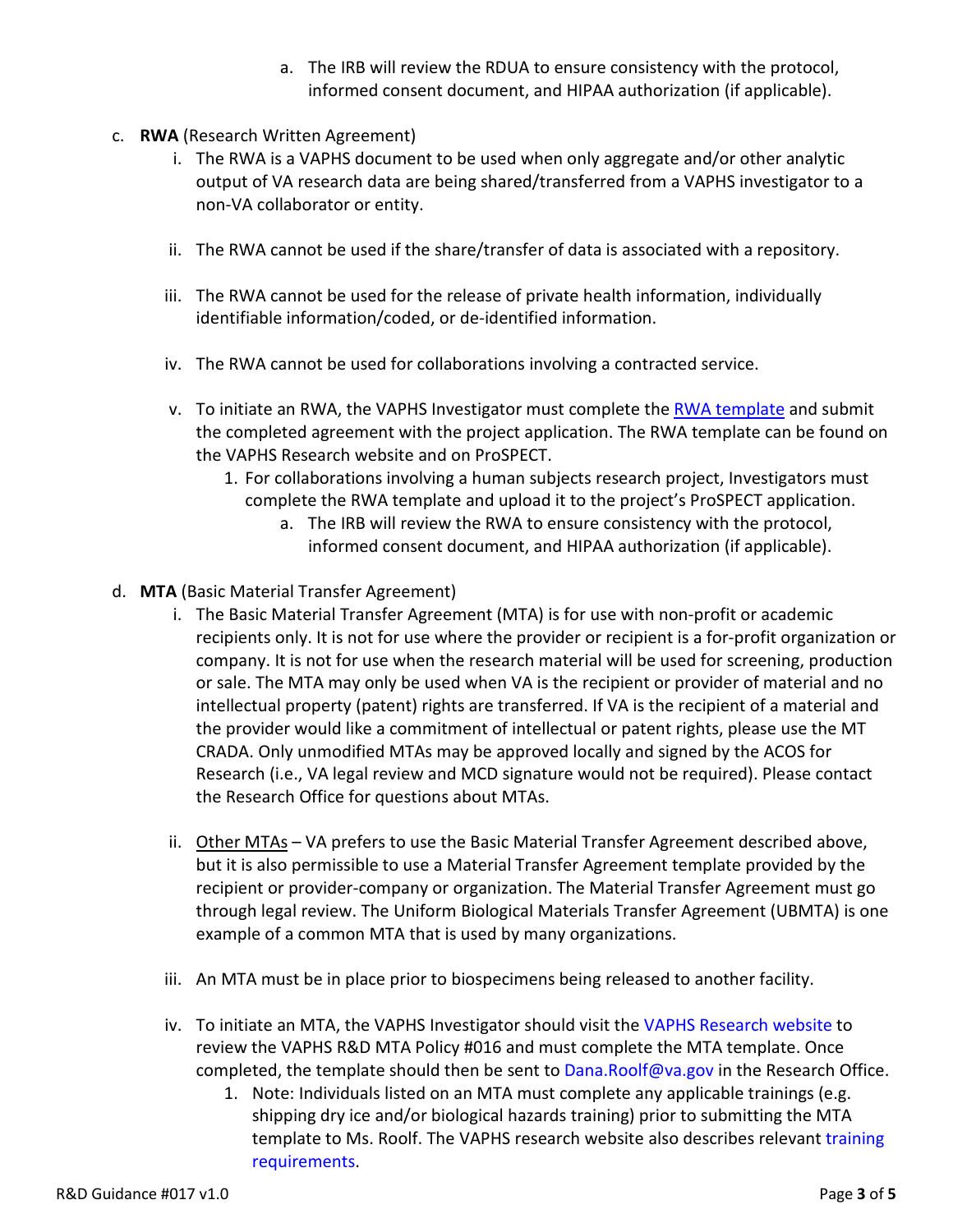a. The IRB will review the RDUA to ensure consistency with the protocol, informed consent document, and HIPAA authorization (if applicable).

c. **RWA** (Research Written Agreement)

    i. The RWA is a VAPHS document to be used when only aggregate and/or other analytic output of VA research data are being shared/transferred from a VAPHS investigator to a non-VA collaborator or entity.

    ii. The RWA cannot be used if the share/transfer of data is associated with a repository.

    iii. The RWA cannot be used for the release of private health information, individually identifiable information/coded, or de-identified information.

    iv. The RWA cannot be used for collaborations involving a contracted service.

    v. To initiate an RWA, the VAPHS Investigator must complete the RWA template and submit the completed agreement with the project application. The RWA template can be found on the VAPHS Research website and on ProSPECT.

        1. For collaborations involving a human subjects research project, Investigators must complete the RWA template and upload it to the project's ProSPECT application.

            a. The IRB will review the RWA to ensure consistency with the protocol, informed consent document, and HIPAA authorization (if applicable).

d. **MTA** (Basic Material Transfer Agreement)

    i. The Basic Material Transfer Agreement (MTA) is for use with non-profit or academic recipients only. It is not for use where the provider or recipient is a for-profit organization or company. It is not for use when the research material will be used for screening, production or sale. The MTA may only be used when VA is the recipient or provider of material and no intellectual property (patent) rights are transferred. If VA is the recipient of a material and the provider would like a commitment of intellectual or patent rights, please use the MT CRADA. Only unmodified MTAs may be approved locally and signed by the ACOS for Research (i.e., VA legal review and MCD signature would not be required). Please contact the Research Office for questions about MTAs.

    ii. <u>Other MTAs</u> – VA prefers to use the Basic Material Transfer Agreement described above, but it is also permissible to use a Material Transfer Agreement template provided by the recipient or provider-company or organization. The Material Transfer Agreement must go through legal review. The Uniform Biological Materials Transfer Agreement (UBMTA) is one example of a common MTA that is used by many organizations.

    iii. An MTA must be in place prior to biospecimens being released to another facility.

    iv. To initiate an MTA, the VAPHS Investigator should visit the VAPHS Research website to review the VAPHS R&D MTA Policy #016 and must complete the MTA template. Once completed, the template should then be sent to Dana.Roolf@va.gov in the Research Office.

        1. Note: Individuals listed on an MTA must complete any applicable trainings (e.g. shipping dry ice and/or biological hazards training) prior to submitting the MTA template to Ms. Roolf. The VAPHS research website also describes relevant training requirements.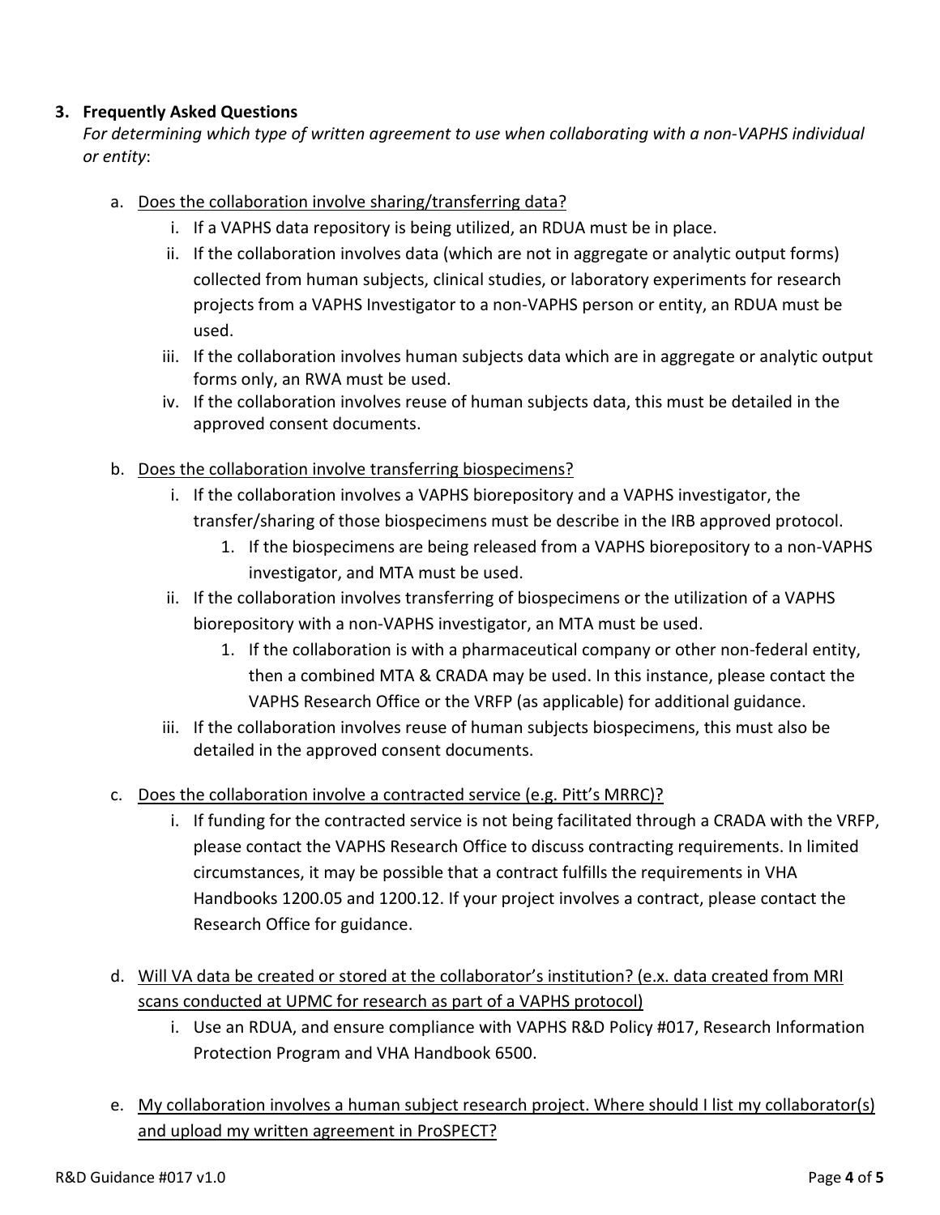3. **Frequently Asked Questions**

   *For determining which type of written agreement to use when collaborating with a non-VAPHS individual or entity*:

   a. <u>Does the collaboration involve sharing/transferring data?</u>
      i. If a VAPHS data repository is being utilized, an RDUA must be in place.
      ii. If the collaboration involves data (which are not in aggregate or analytic output forms) collected from human subjects, clinical studies, or laboratory experiments for research projects from a VAPHS Investigator to a non-VAPHS person or entity, an RDUA must be used.
      iii. If the collaboration involves human subjects data which are in aggregate or analytic output forms only, an RWA must be used.
      iv. If the collaboration involves reuse of human subjects data, this must be detailed in the approved consent documents.

   b. <u>Does the collaboration involve transferring biospecimens?</u>
      i. If the collaboration involves a VAPHS biorepository and a VAPHS investigator, the transfer/sharing of those biospecimens must be describe in the IRB approved protocol.
         1. If the biospecimens are being released from a VAPHS biorepository to a non-VAPHS investigator, and MTA must be used.
      ii. If the collaboration involves transferring of biospecimens or the utilization of a VAPHS biorepository with a non-VAPHS investigator, an MTA must be used.
         1. If the collaboration is with a pharmaceutical company or other non-federal entity, then a combined MTA & CRADA may be used. In this instance, please contact the VAPHS Research Office or the VRFP (as applicable) for additional guidance.
      iii. If the collaboration involves reuse of human subjects biospecimens, this must also be detailed in the approved consent documents.

   c. <u>Does the collaboration involve a contracted service (e.g. Pitt's MRRC)?</u>
      i. If funding for the contracted service is not being facilitated through a CRADA with the VRFP, please contact the VAPHS Research Office to discuss contracting requirements. In limited circumstances, it may be possible that a contract fulfills the requirements in VHA Handbooks 1200.05 and 1200.12. If your project involves a contract, please contact the Research Office for guidance.

   d. <u>Will VA data be created or stored at the collaborator's institution? (e.x. data created from MRI scans conducted at UPMC for research as part of a VAPHS protocol)</u>
      i. Use an RDUA, and ensure compliance with VAPHS R&D Policy #017, Research Information Protection Program and VHA Handbook 6500.

   e. <u>My collaboration involves a human subject research project. Where should I list my collaborator(s) and upload my written agreement in ProSPECT?</u>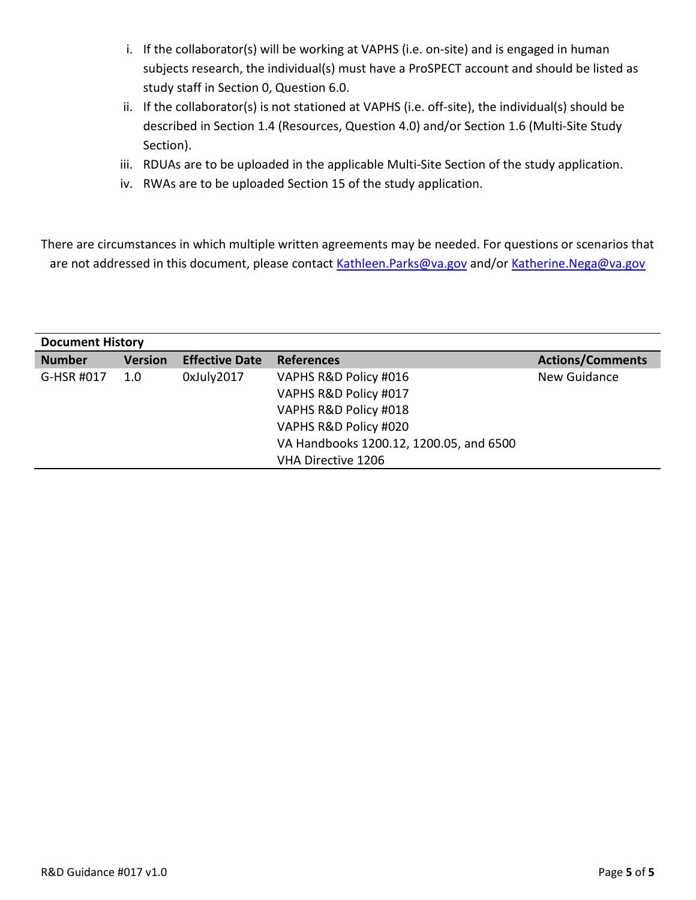i. If the collaborator(s) will be working at VAPHS (i.e. on-site) and is engaged in human subjects research, the individual(s) must have a ProSPECT account and should be listed as study staff in Section 0, Question 6.0.
ii. If the collaborator(s) is not stationed at VAPHS (i.e. off-site), the individual(s) should be described in Section 1.4 (Resources, Question 4.0) and/or Section 1.6 (Multi-Site Study Section).
iii. RDUAs are to be uploaded in the applicable Multi-Site Section of the study application.
iv. RWAs are to be uploaded Section 15 of the study application.

There are circumstances in which multiple written agreements may be needed. For questions or scenarios that are not addressed in this document, please contact Kathleen.Parks@va.gov and/or Katherine.Nega@va.gov

**Document History**

| Number | Version | Effective Date | References | Actions/Comments |
|---|---|---|---|---|
| G-HSR #017 | 1.0 | 0xJuly2017 | VAPHS R&D Policy #016<br>VAPHS R&D Policy #017<br>VAPHS R&D Policy #018<br>VAPHS R&D Policy #020<br>VA Handbooks 1200.12, 1200.05, and 6500<br>VHA Directive 1206 | New Guidance |